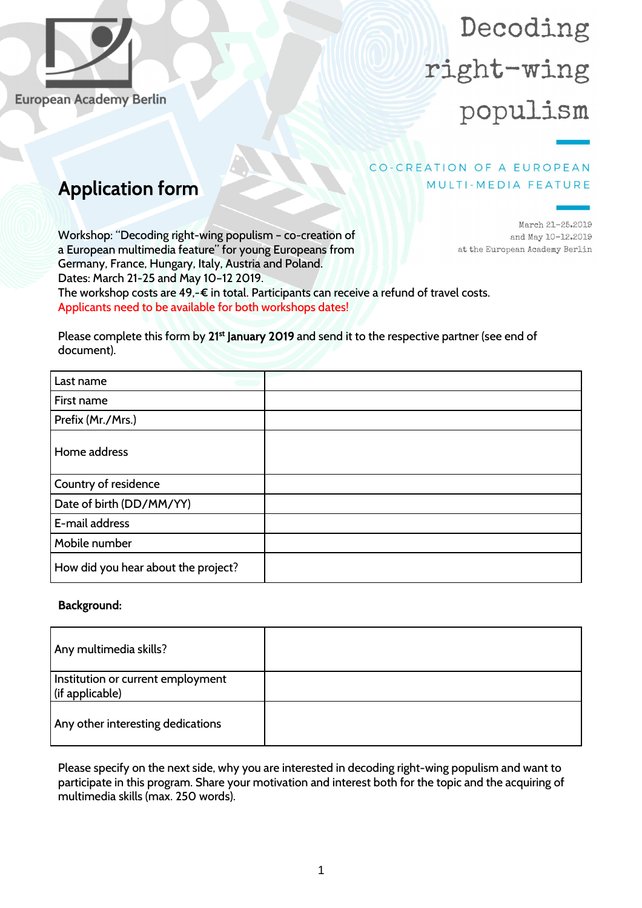European Academy Berlin

# Decoding right-wing populism

CO-CREATION OF A EUROPEAN MULTI-MEDIA FEATURE

March 21-25.2019
and May 10-12.2019
at the European Academy Berlin

## Application form

Workshop: "Decoding right-wing populism – co-creation of a European multimedia feature" for young Europeans from Germany, France, Hungary, Italy, Austria and Poland.
Dates: March 21-25 and May 10-12 2019.
The workshop costs are 49,-€ in total. Participants can receive a refund of travel costs.
Applicants need to be available for both workshops dates!

Please complete this form by **21st January 2019** and send it to the respective partner (see end of document).

| Last name | |
|---|---|
| First name | |
| Prefix (Mr./Mrs.) | |
| Home address | |
| Country of residence | |
| Date of birth (DD/MM/YY) | |
| E-mail address | |
| Mobile number | |
| How did you hear about the project? | |

**Background:**

| Any multimedia skills? | |
|---|---|
| Institution or current employment (if applicable) | |
| Any other interesting dedications | |

Please specify on the next side, why you are interested in decoding right-wing populism and want to participate in this program. Share your motivation and interest both for the topic and the acquiring of multimedia skills (max. 250 words).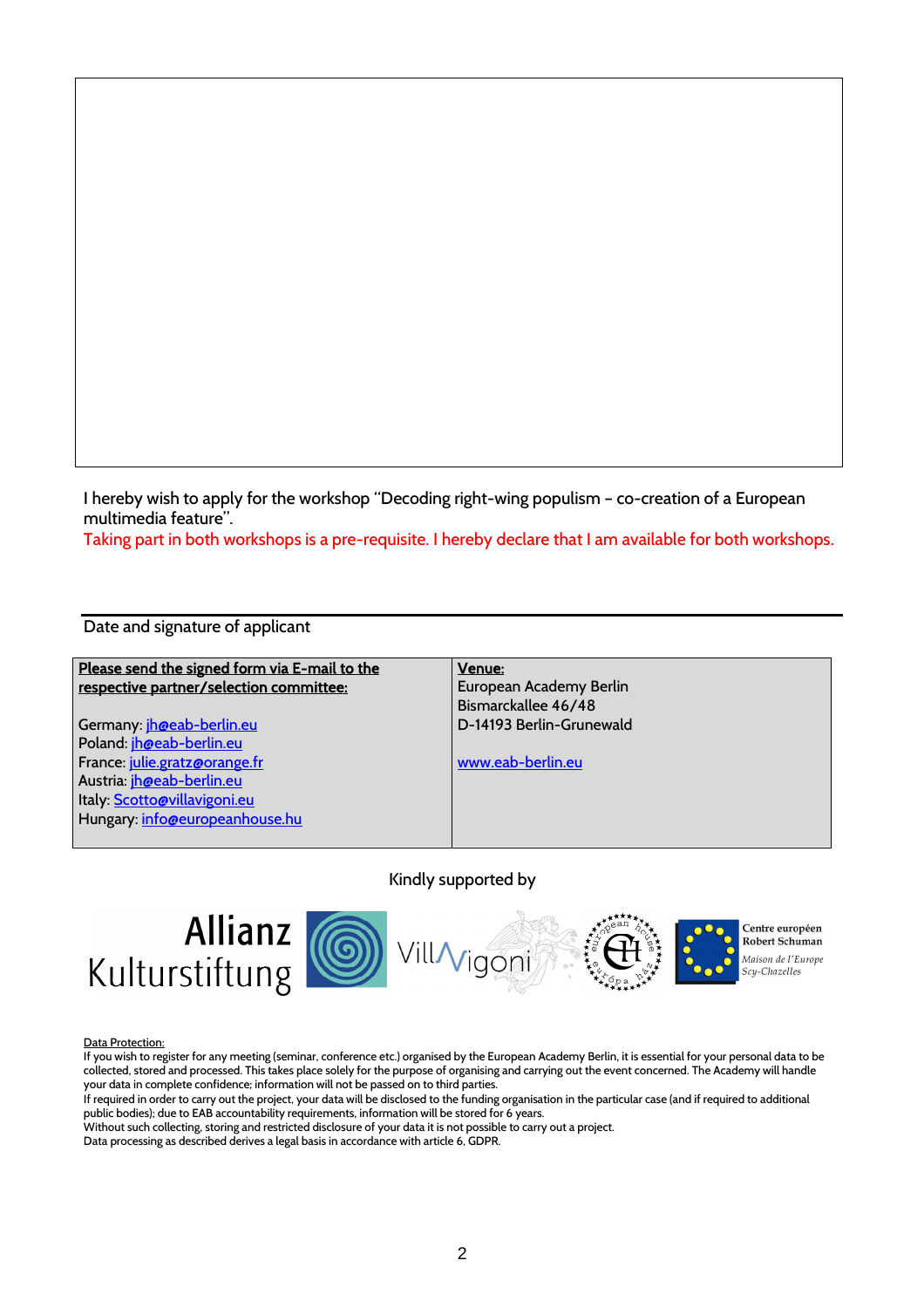I hereby wish to apply for the workshop "Decoding right-wing populism – co-creation of a European multimedia feature".
Taking part in both workshops is a pre-requisite. I hereby declare that I am available for both workshops.

Date and signature of applicant

| | |
|---|---|
| **Please send the signed form via E-mail to the respective partner/selection committee:**<br><br>Germany: jh@eab-berlin.eu<br>Poland: jh@eab-berlin.eu<br>France: julie.gratz@orange.fr<br>Austria: jh@eab-berlin.eu<br>Italy: Scotto@villavigoni.eu<br>Hungary: info@europeanhouse.hu | **Venue:**<br>European Academy Berlin<br>Bismarckallee 46/48<br>D-14193 Berlin-Grunewald<br><br>www.eab-berlin.eu |

Kindly supported by

Allianz Kulturstiftung    VillaVigoni    european house    Centre européen Robert Schuman *Maison de l'Europe Scy-Chazelles*

Data Protection:
If you wish to register for any meeting (seminar, conference etc.) organised by the European Academy Berlin, it is essential for your personal data to be collected, stored and processed. This takes place solely for the purpose of organising and carrying out the event concerned. The Academy will handle your data in complete confidence; information will not be passed on to third parties.
If required in order to carry out the project, your data will be disclosed to the funding organisation in the particular case (and if required to additional public bodies); due to EAB accountability requirements, information will be stored for 6 years.
Without such collecting, storing and restricted disclosure of your data it is not possible to carry out a project.
Data processing as described derives a legal basis in accordance with article 6, GDPR.